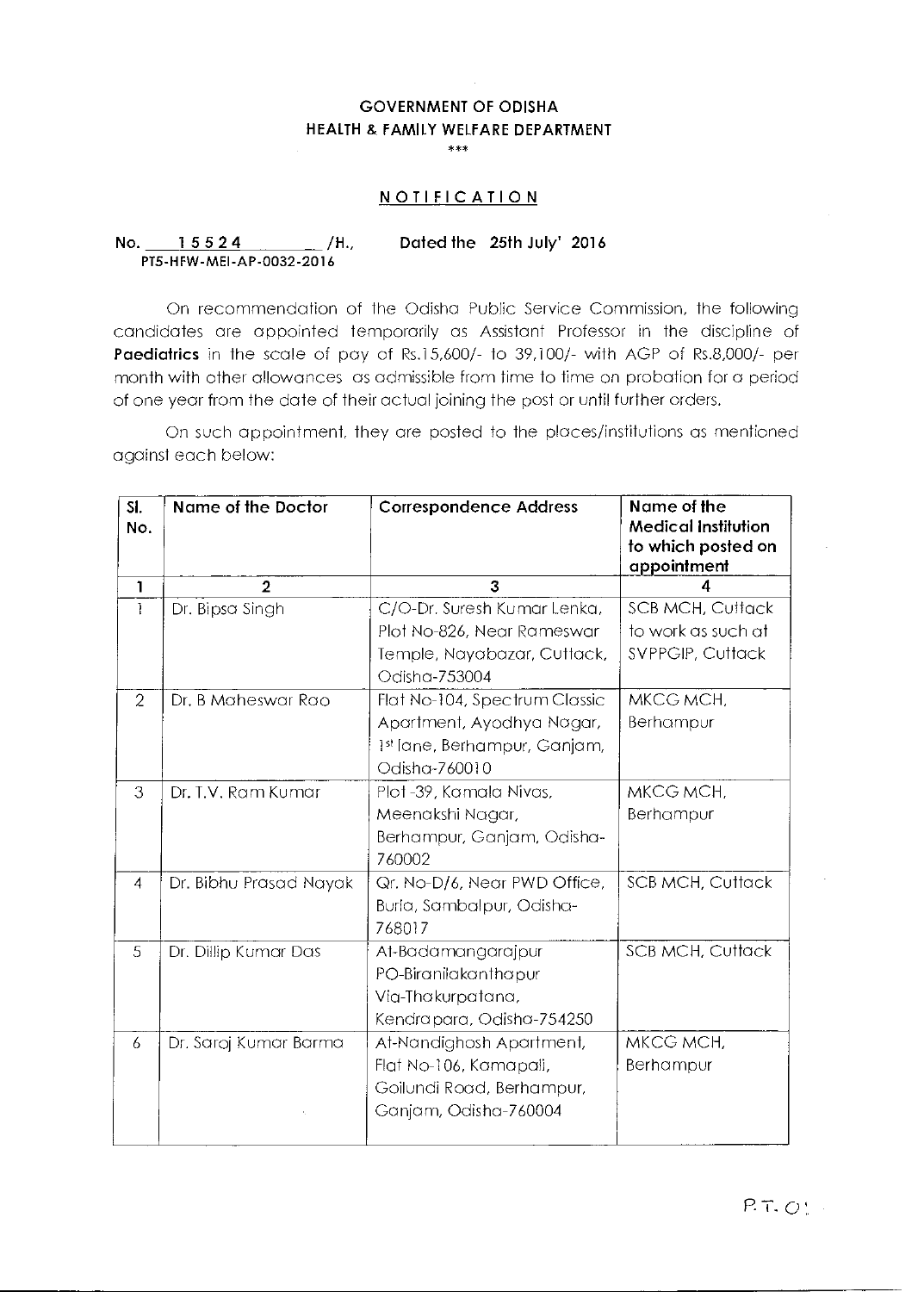# GOVERNMENT OF ODISHA
## HEALTH & FAMILY WELFARE DEPARTMENT

\*\*\*

## NOTIFICATION

No. 15524 /H., Dated the 25th July' 2016
PT5-HFW-MEI-AP-0032-2016

On recommendation of the Odisha Public Service Commission, the following candidates are appointed temporarily as Assistant Professor in the discipline of **Paediatrics** in the scale of pay of Rs.15,600/- to 39,100/- with AGP of Rs.8,000/- per month with other allowances as admissible from time to time on probation for a period of one year from the date of their actual joining the post or until further orders.

On such appointment, they are posted to the places/institutions as mentioned against each below:

| Sl. No. | Name of the Doctor | Correspondence Address | Name of the Medical Institution to which posted on appointment |
|---|---|---|---|
| 1 | 2 | 3 | 4 |
| 1 | Dr. Bipsa Singh | C/O-Dr. Suresh Kumar Lenka, Plot No-826, Near Rameswar Temple, Nayabazar, Cuttack, Odisha-753004 | SCB MCH, Cuttack to work as such at SVPPGIP, Cuttack |
| 2 | Dr. B Maheswar Rao | Flat No-104, Spectrum Classic Apartment, Ayodhya Nagar, 1st lane, Berhampur, Ganjam, Odisha-760010 | MKCG MCH, Berhampur |
| 3 | Dr. T.V. Ram Kumar | Plot -39, Kamala Nivas, Meenakshi Nagar, Berhampur, Ganjam, Odisha-760002 | MKCG MCH, Berhampur |
| 4 | Dr. Bibhu Prasad Nayak | Qr. No-D/6, Near PWD Office, Burla, Sambalpur, Odisha-768017 | SCB MCH, Cuttack |
| 5 | Dr. Dillip Kumar Das | At-Badamangarajpur PO-Biranilakanthapur Via-Thakurpatana, Kendrapara, Odisha-754250 | SCB MCH, Cuttack |
| 6 | Dr. Saroj Kumar Barma | At-Nandighosh Apartment, Flat No-106, Kamapali, Goilundi Road, Berhampur, Ganjam, Odisha-760004 | MKCG MCH, Berhampur |

P.T.O.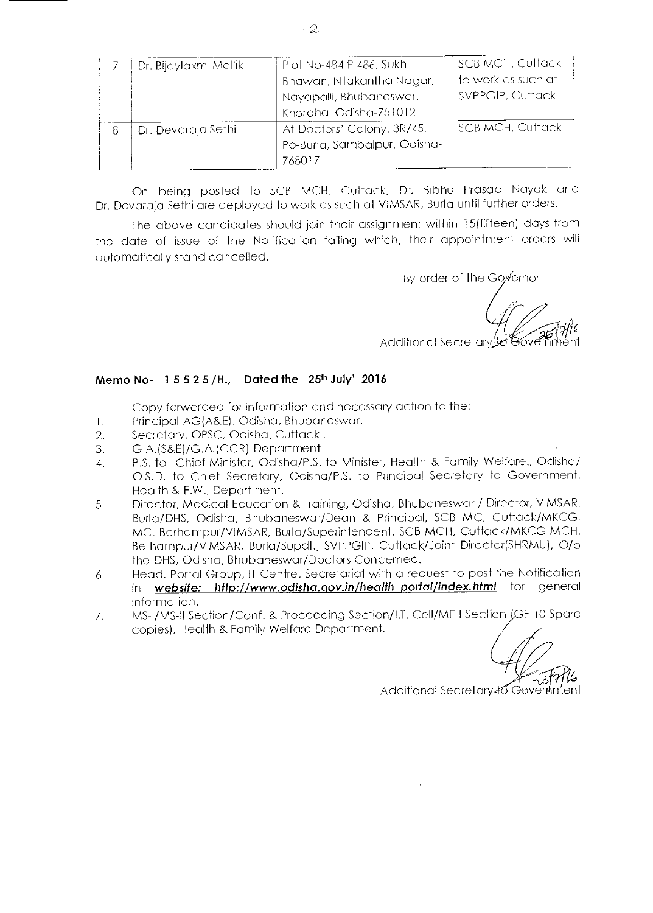| | | | |
|---|---|---|---|
| 7 | Dr. Bijaylaxmi Mallik | Plot No-484 P 486, Sukhi Bhawan, Nilakantha Nagar, Nayapalli, Bhubaneswar, Khordha, Odisha-751012 | SCB MCH, Cuttack to work as such at SVPPGIP, Cuttack |
| 8 | Dr. Devaraja Sethi | At-Doctors' Colony, 3R/45, Po-Burla, Sambalpur, Odisha-768017 | SCB MCH, Cuttack |

On being posted to SCB MCH, Cuttack, Dr. Bibhu Prasad Nayak and Dr. Devaraja Sethi are deployed to work as such at VIMSAR, Burla until further orders.

The above candidates should join their assignment within 15(fifteen) days from the date of issue of the Notification failing which, their appointment orders will automatically stand cancelled.

By order of the Governor

Additional Secretary to Government

**Memo No- 15525/H., Dated the 25th July' 2016**

Copy forwarded for information and necessary action to the:

1. Principal AG(A&E), Odisha, Bhubaneswar.
2. Secretary, OPSC, Odisha, Cuttack .
3. G.A.(S&E)/G.A.(CCR) Department.
4. P.S. to Chief Minister, Odisha/P.S. to Minister, Health & Family Welfare., Odisha/ O.S.D. to Chief Secretary, Odisha/P.S. to Principal Secretary to Government, Health & F.W., Department.
5. Director, Medical Education & Training, Odisha, Bhubaneswar / Director, VIMSAR, Burla/DHS, Odisha, Bhubaneswar/Dean & Principal, SCB MC, Cuttack/MKCG, MC, Berhampur/VIMSAR, Burla/Superintendent, SCB MCH, Cuttack/MKCG MCH, Berhampur/VIMSAR, Burla/Supdt., SVPPGIP, Cuttack/Joint Director(SHRMU), O/o the DHS, Odisha, Bhubaneswar/Doctors Concerned.
6. Head, Portal Group, IT Centre, Secretariat with a request to post the Notification in ***website: http://www.odisha.gov.in/health_portal/index.html*** for general information.
7. MS-I/MS-II Section/Conf. & Proceeding Section/I.T. Cell/ME-I Section (GF-10 Spare copies), Health & Family Welfare Department.

Additional Secretary to Government